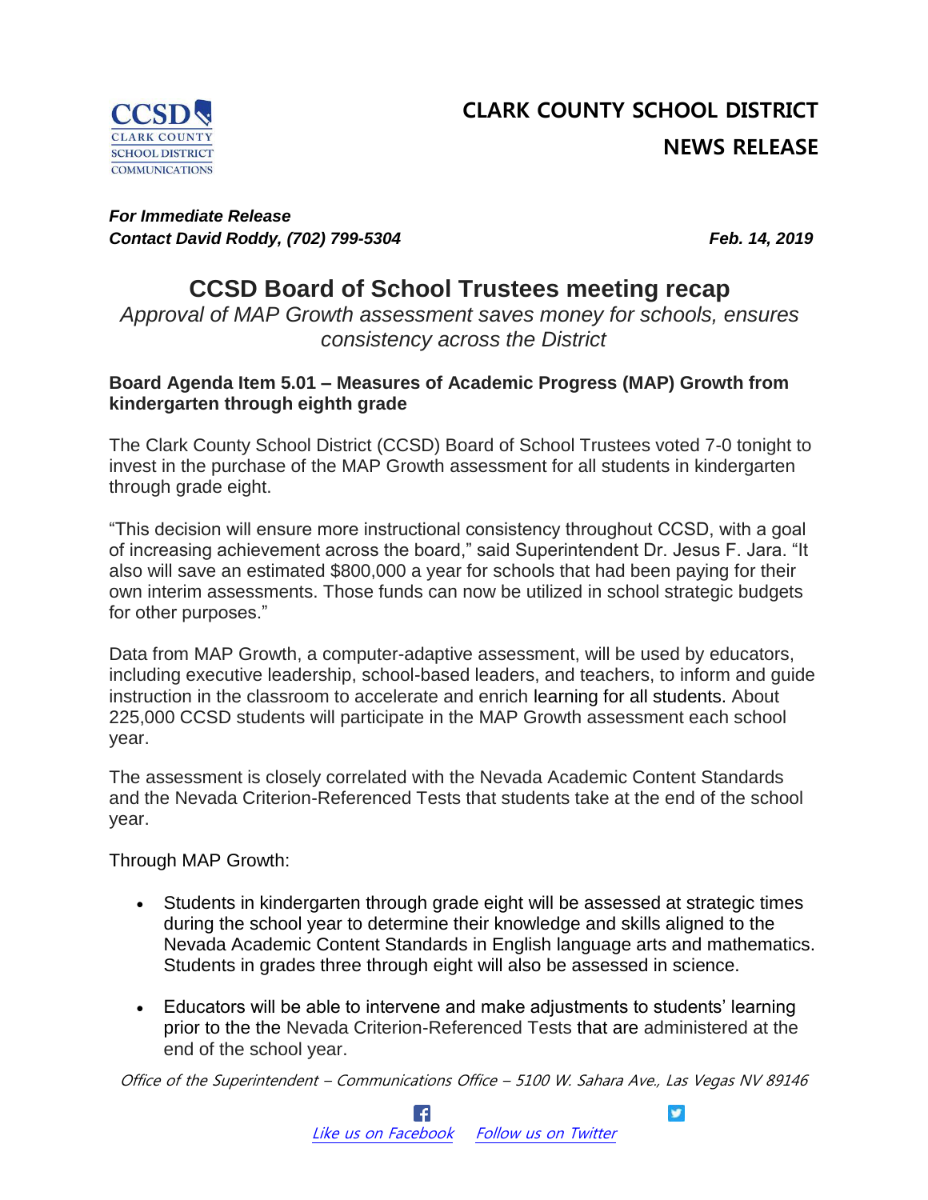CLARK COUNTY SCHOOL DISTRICT

NEWS RELEASE

***For Immediate Release***
***Contact David Roddy, (702) 799-5304*** ***Feb. 14, 2019***

# CCSD Board of School Trustees meeting recap

*Approval of MAP Growth assessment saves money for schools, ensures consistency across the District*

**Board Agenda Item 5.01 – Measures of Academic Progress (MAP) Growth from kindergarten through eighth grade**

The Clark County School District (CCSD) Board of School Trustees voted 7-0 tonight to invest in the purchase of the MAP Growth assessment for all students in kindergarten through grade eight.

"This decision will ensure more instructional consistency throughout CCSD, with a goal of increasing achievement across the board," said Superintendent Dr. Jesus F. Jara. "It also will save an estimated $800,000 a year for schools that had been paying for their own interim assessments. Those funds can now be utilized in school strategic budgets for other purposes."

Data from MAP Growth, a computer-adaptive assessment, will be used by educators, including executive leadership, school-based leaders, and teachers, to inform and guide instruction in the classroom to accelerate and enrich learning for all students. About 225,000 CCSD students will participate in the MAP Growth assessment each school year.

The assessment is closely correlated with the Nevada Academic Content Standards and the Nevada Criterion-Referenced Tests that students take at the end of the school year.

Through MAP Growth:

- Students in kindergarten through grade eight will be assessed at strategic times during the school year to determine their knowledge and skills aligned to the Nevada Academic Content Standards in English language arts and mathematics. Students in grades three through eight will also be assessed in science.

- Educators will be able to intervene and make adjustments to students' learning prior to the the Nevada Criterion-Referenced Tests that are administered at the end of the school year.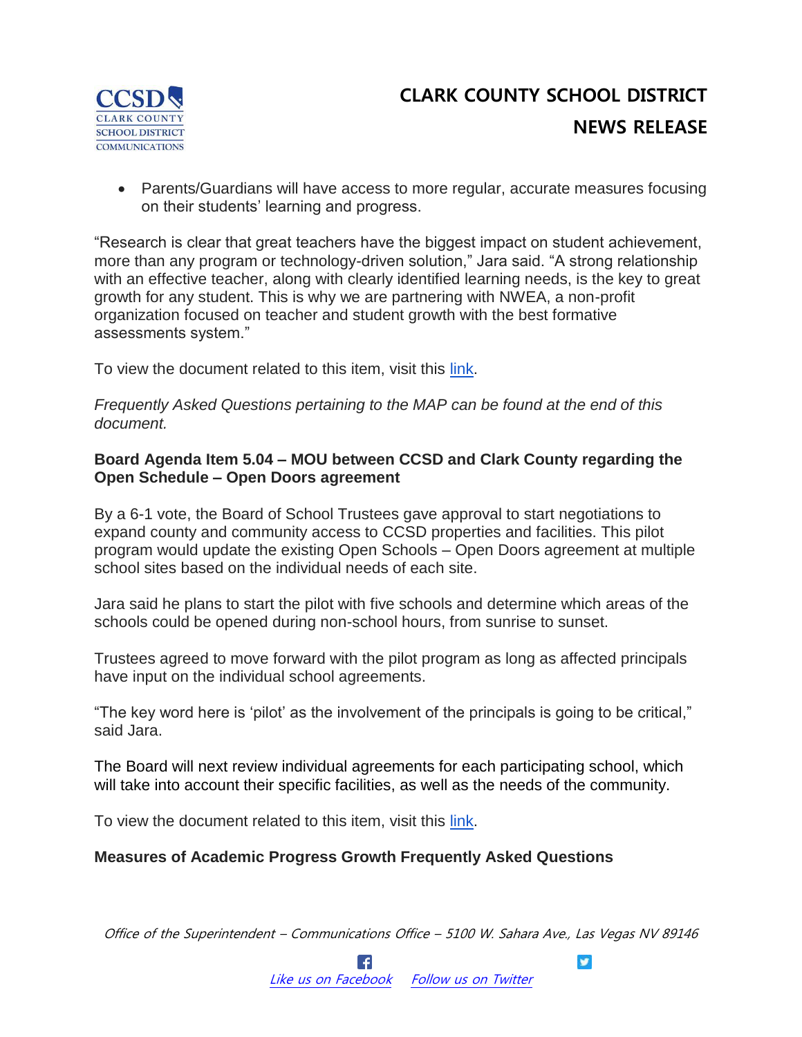- Parents/Guardians will have access to more regular, accurate measures focusing on their students' learning and progress.

"Research is clear that great teachers have the biggest impact on student achievement, more than any program or technology-driven solution," Jara said. "A strong relationship with an effective teacher, along with clearly identified learning needs, is the key to great growth for any student. This is why we are partnering with NWEA, a non-profit organization focused on teacher and student growth with the best formative assessments system."

To view the document related to this item, visit this link.

*Frequently Asked Questions pertaining to the MAP can be found at the end of this document.*

**Board Agenda Item 5.04 – MOU between CCSD and Clark County regarding the Open Schedule – Open Doors agreement**

By a 6-1 vote, the Board of School Trustees gave approval to start negotiations to expand county and community access to CCSD properties and facilities. This pilot program would update the existing Open Schools – Open Doors agreement at multiple school sites based on the individual needs of each site.

Jara said he plans to start the pilot with five schools and determine which areas of the schools could be opened during non-school hours, from sunrise to sunset.

Trustees agreed to move forward with the pilot program as long as affected principals have input on the individual school agreements.

"The key word here is 'pilot' as the involvement of the principals is going to be critical," said Jara.

The Board will next review individual agreements for each participating school, which will take into account their specific facilities, as well as the needs of the community.

To view the document related to this item, visit this link.

**Measures of Academic Progress Growth Frequently Asked Questions**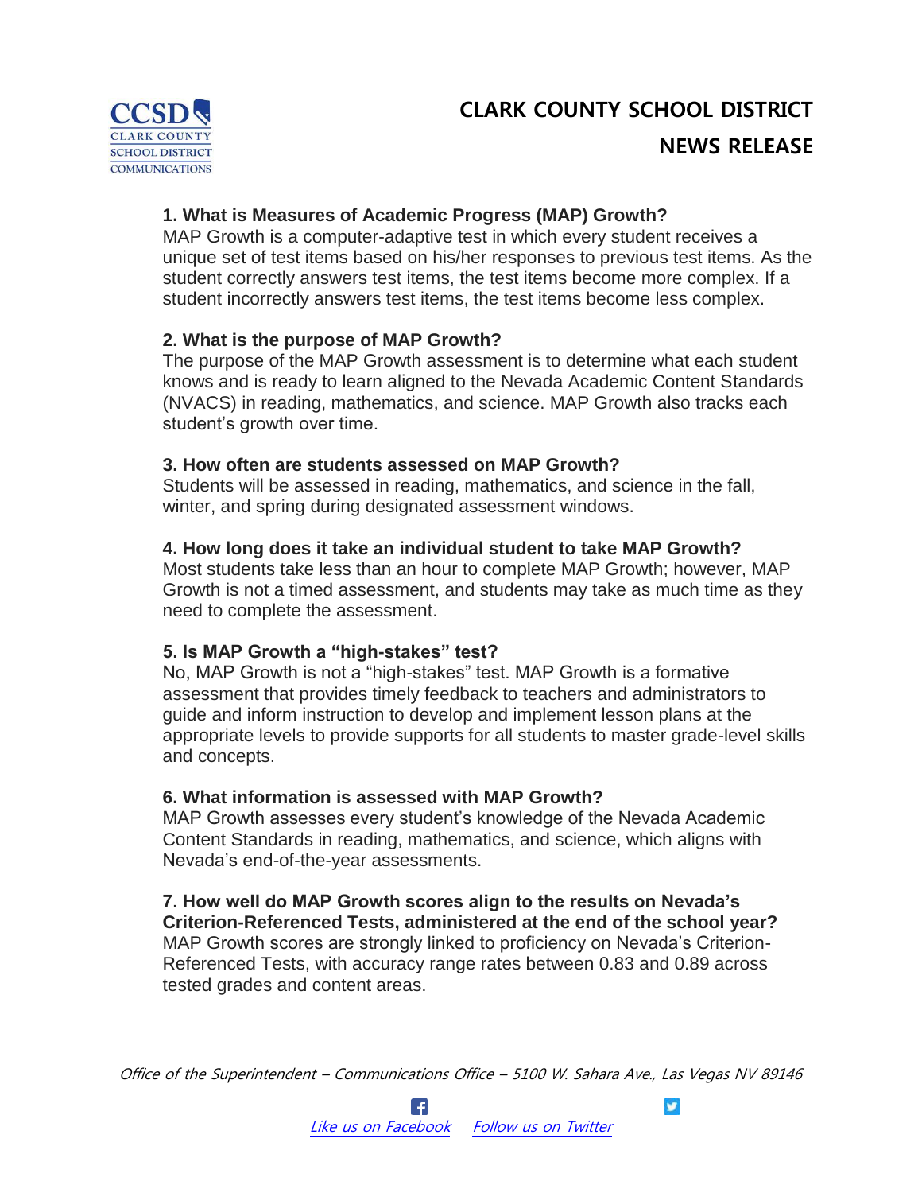# CLARK COUNTY SCHOOL DISTRICT

## NEWS RELEASE

**1. What is Measures of Academic Progress (MAP) Growth?**
MAP Growth is a computer-adaptive test in which every student receives a unique set of test items based on his/her responses to previous test items. As the student correctly answers test items, the test items become more complex. If a student incorrectly answers test items, the test items become less complex.

**2. What is the purpose of MAP Growth?**
The purpose of the MAP Growth assessment is to determine what each student knows and is ready to learn aligned to the Nevada Academic Content Standards (NVACS) in reading, mathematics, and science. MAP Growth also tracks each student's growth over time.

**3. How often are students assessed on MAP Growth?**
Students will be assessed in reading, mathematics, and science in the fall, winter, and spring during designated assessment windows.

**4. How long does it take an individual student to take MAP Growth?**
Most students take less than an hour to complete MAP Growth; however, MAP Growth is not a timed assessment, and students may take as much time as they need to complete the assessment.

**5. Is MAP Growth a "high-stakes" test?**
No, MAP Growth is not a "high-stakes" test. MAP Growth is a formative assessment that provides timely feedback to teachers and administrators to guide and inform instruction to develop and implement lesson plans at the appropriate levels to provide supports for all students to master grade-level skills and concepts.

**6. What information is assessed with MAP Growth?**
MAP Growth assesses every student's knowledge of the Nevada Academic Content Standards in reading, mathematics, and science, which aligns with Nevada's end-of-the-year assessments.

**7. How well do MAP Growth scores align to the results on Nevada's Criterion-Referenced Tests, administered at the end of the school year?**
MAP Growth scores are strongly linked to proficiency on Nevada's Criterion-Referenced Tests, with accuracy range rates between 0.83 and 0.89 across tested grades and content areas.

*Office of the Superintendent – Communications Office – 5100 W. Sahara Ave., Las Vegas NV 89146*

Like us on Facebook Follow us on Twitter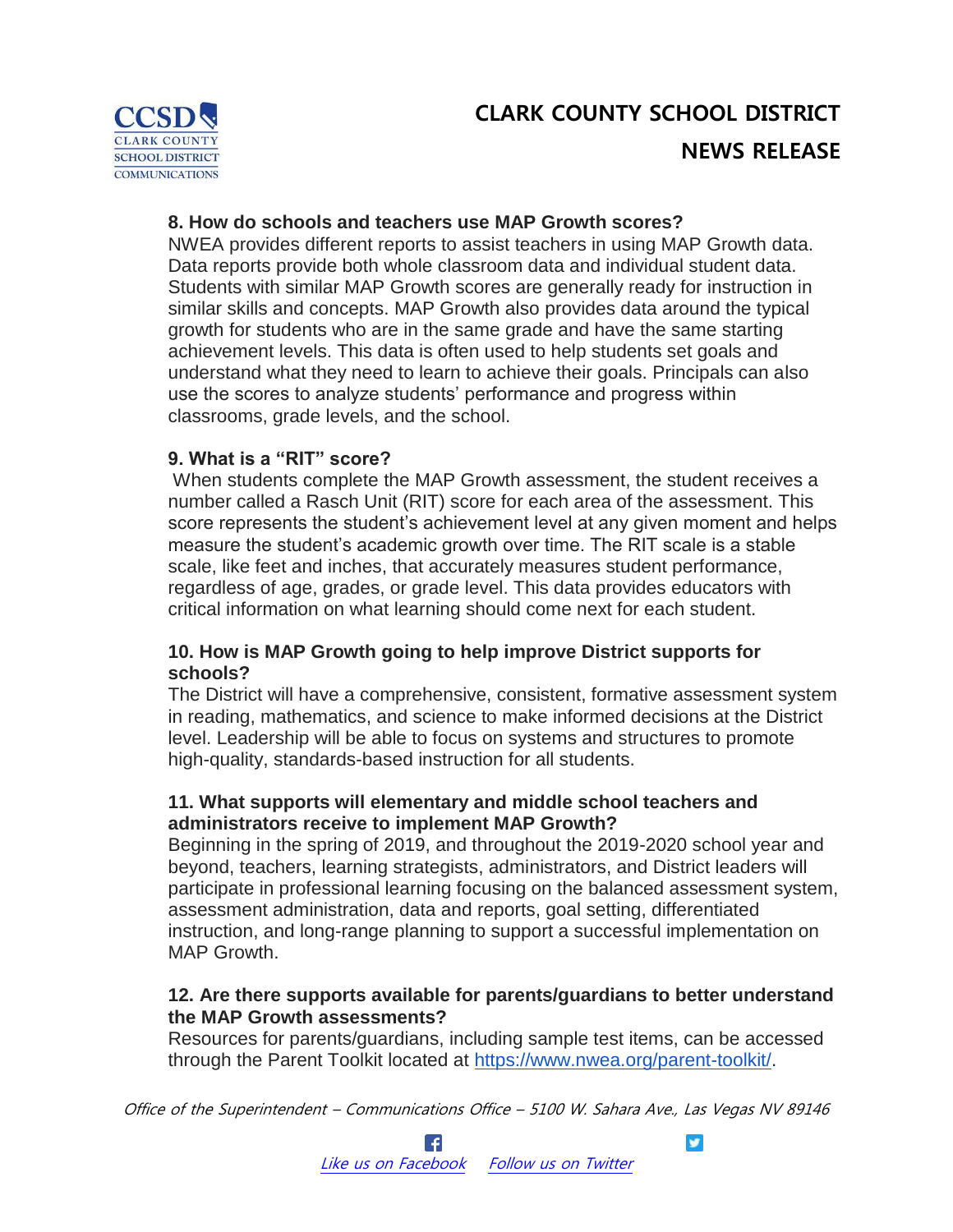### 8. How do schools and teachers use MAP Growth scores?

NWEA provides different reports to assist teachers in using MAP Growth data. Data reports provide both whole classroom data and individual student data. Students with similar MAP Growth scores are generally ready for instruction in similar skills and concepts. MAP Growth also provides data around the typical growth for students who are in the same grade and have the same starting achievement levels. This data is often used to help students set goals and understand what they need to learn to achieve their goals. Principals can also use the scores to analyze students' performance and progress within classrooms, grade levels, and the school.

### 9. What is a "RIT" score?

When students complete the MAP Growth assessment, the student receives a number called a Rasch Unit (RIT) score for each area of the assessment. This score represents the student's achievement level at any given moment and helps measure the student's academic growth over time. The RIT scale is a stable scale, like feet and inches, that accurately measures student performance, regardless of age, grades, or grade level. This data provides educators with critical information on what learning should come next for each student.

### 10. How is MAP Growth going to help improve District supports for schools?

The District will have a comprehensive, consistent, formative assessment system in reading, mathematics, and science to make informed decisions at the District level. Leadership will be able to focus on systems and structures to promote high-quality, standards-based instruction for all students.

### 11. What supports will elementary and middle school teachers and administrators receive to implement MAP Growth?

Beginning in the spring of 2019, and throughout the 2019-2020 school year and beyond, teachers, learning strategists, administrators, and District leaders will participate in professional learning focusing on the balanced assessment system, assessment administration, data and reports, goal setting, differentiated instruction, and long-range planning to support a successful implementation on MAP Growth.

### 12. Are there supports available for parents/guardians to better understand the MAP Growth assessments?

Resources for parents/guardians, including sample test items, can be accessed through the Parent Toolkit located at https://www.nwea.org/parent-toolkit/.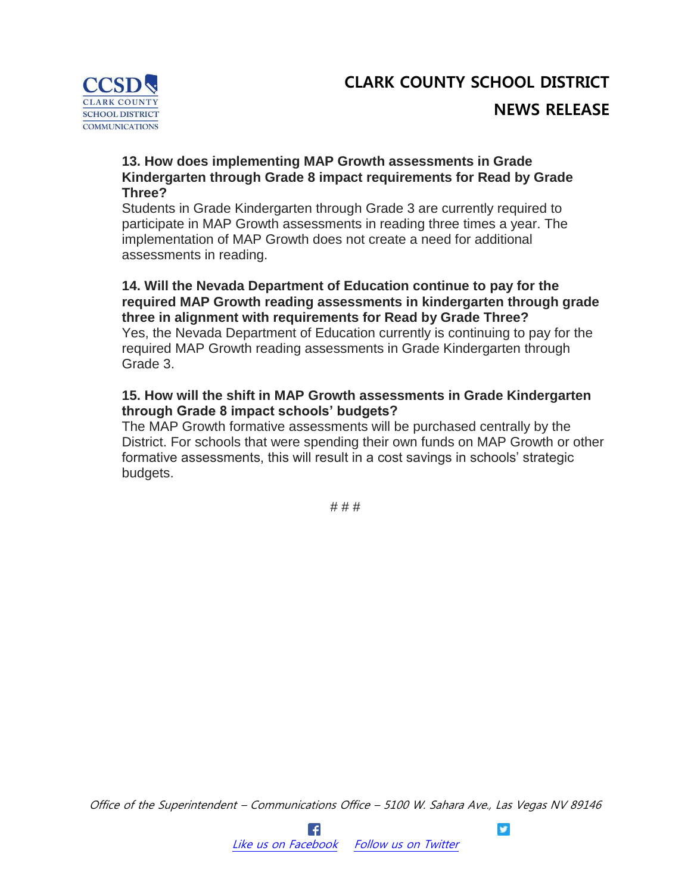**13. How does implementing MAP Growth assessments in Grade Kindergarten through Grade 8 impact requirements for Read by Grade Three?**

Students in Grade Kindergarten through Grade 3 are currently required to participate in MAP Growth assessments in reading three times a year. The implementation of MAP Growth does not create a need for additional assessments in reading.

**14. Will the Nevada Department of Education continue to pay for the required MAP Growth reading assessments in kindergarten through grade three in alignment with requirements for Read by Grade Three?**

Yes, the Nevada Department of Education currently is continuing to pay for the required MAP Growth reading assessments in Grade Kindergarten through Grade 3.

**15. How will the shift in MAP Growth assessments in Grade Kindergarten through Grade 8 impact schools' budgets?**

The MAP Growth formative assessments will be purchased centrally by the District. For schools that were spending their own funds on MAP Growth or other formative assessments, this will result in a cost savings in schools' strategic budgets.

# # #